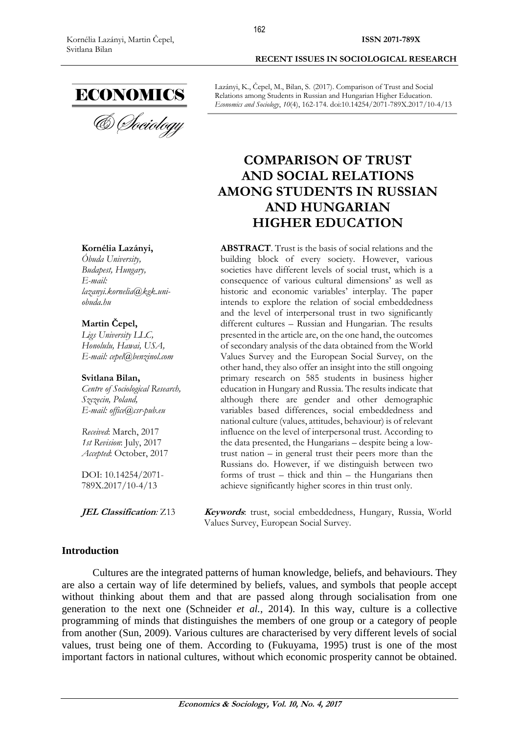Lazányi, K., Čepel, M., Bilan, S. (2017). Comparison of Trust and Social Relations among Students in Russian and Hungarian Higher Education. *Economics and Sociology*, *10*(4), 162-174. doi:10.14254/2071-789X.2017/10-4/13

# COMPARISON OF TRUST AND SOCIAL RELATIONS AMONG STUDENTS IN RUSSIAN AND HUNGARIAN HIGHER EDUCATION

**Kornélia Lazányi,**
*Óbuda University,*
*Budapest, Hungary,*
*E-mail: lazanyi.kornelia@kgk.uni-obuda.hu*

**Martin Čepel,**
*Ligs University LLC,*
*Honolulu, Hawai, USA,*
*E-mail: cepel@benzinol.com*

**Svitlana Bilan,**
*Centre of Sociological Research,*
*Szczecin, Poland,*
*E-mail: office@csr-pub.eu*

*Received*: March, 2017
*1st Revision*: July, 2017
*Accepted*: October, 2017

DOI: 10.14254/2071-789X.2017/10-4/13

**ABSTRACT**. Trust is the basis of social relations and the building block of every society. However, various societies have different levels of social trust, which is a consequence of various cultural dimensions' as well as historic and economic variables' interplay. The paper intends to explore the relation of social embeddedness and the level of interpersonal trust in two significantly different cultures – Russian and Hungarian. The results presented in the article are, on the one hand, the outcomes of secondary analysis of the data obtained from the World Values Survey and the European Social Survey, on the other hand, they also offer an insight into the still ongoing primary research on 585 students in business higher education in Hungary and Russia. The results indicate that although there are gender and other demographic variables based differences, social embeddedness and national culture (values, attitudes, behaviour) is of relevant influence on the level of interpersonal trust. According to the data presented, the Hungarians – despite being a low-trust nation – in general trust their peers more than the Russians do. However, if we distinguish between two forms of trust – thick and thin – the Hungarians then achieve significantly higher scores in thin trust only.

***JEL Classification**:* Z13

***Keywords***: trust, social embeddedness, Hungary, Russia, World Values Survey, European Social Survey.

## Introduction

Cultures are the integrated patterns of human knowledge, beliefs, and behaviours. They are also a certain way of life determined by beliefs, values, and symbols that people accept without thinking about them and that are passed along through socialisation from one generation to the next one (Schneider *et al.*, 2014). In this way, culture is a collective programming of minds that distinguishes the members of one group or a category of people from another (Sun, 2009). Various cultures are characterised by very different levels of social values, trust being one of them. According to (Fukuyama, 1995) trust is one of the most important factors in national cultures, without which economic prosperity cannot be obtained.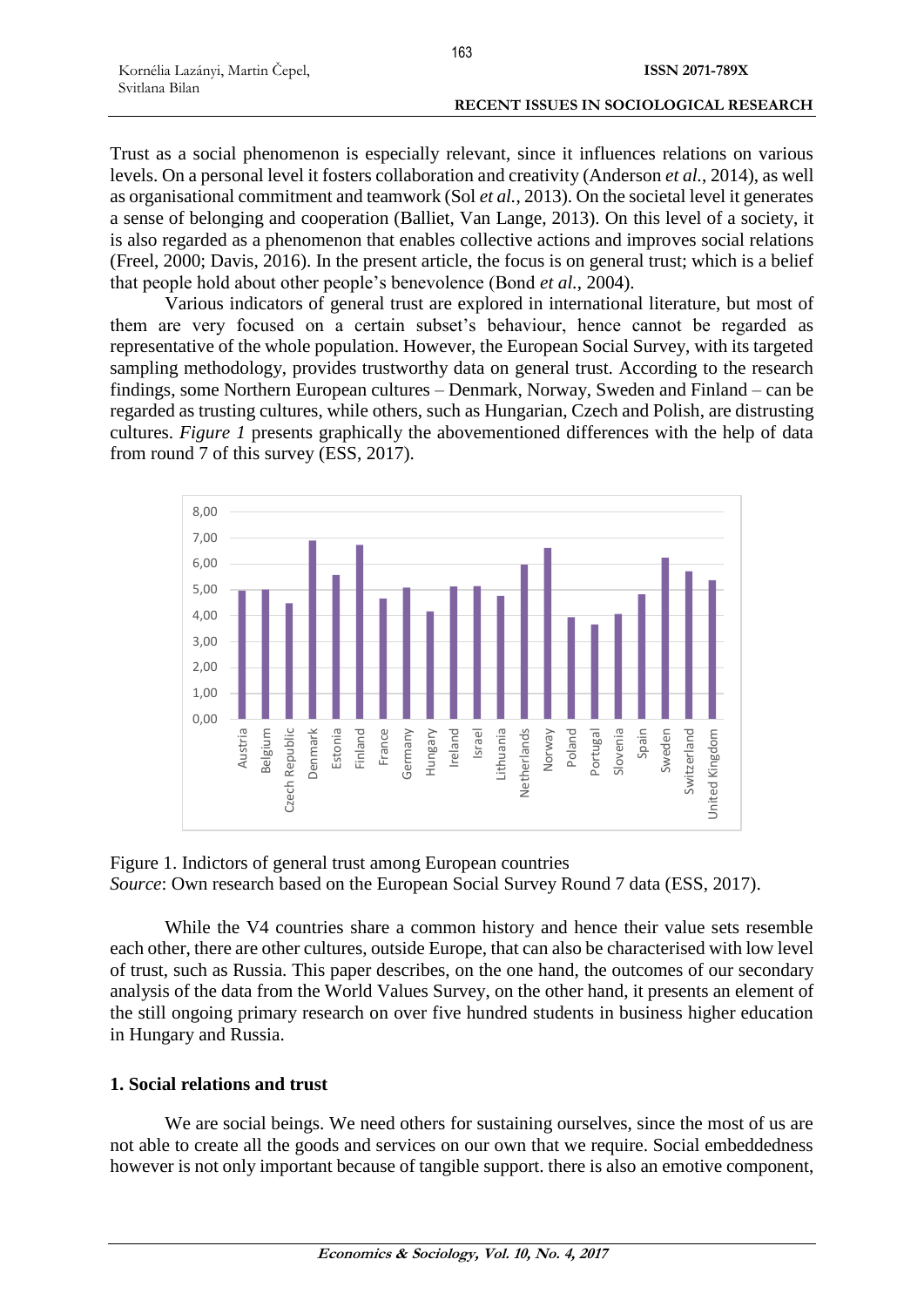Trust as a social phenomenon is especially relevant, since it influences relations on various levels. On a personal level it fosters collaboration and creativity (Anderson *et al.*, 2014), as well as organisational commitment and teamwork (Sol *et al.*, 2013). On the societal level it generates a sense of belonging and cooperation (Balliet, Van Lange, 2013). On this level of a society, it is also regarded as a phenomenon that enables collective actions and improves social relations (Freel, 2000; Davis, 2016). In the present article, the focus is on general trust; which is a belief that people hold about other people's benevolence (Bond *et al.*, 2004).

Various indicators of general trust are explored in international literature, but most of them are very focused on a certain subset's behaviour, hence cannot be regarded as representative of the whole population. However, the European Social Survey, with its targeted sampling methodology, provides trustworthy data on general trust. According to the research findings, some Northern European cultures – Denmark, Norway, Sweden and Finland – can be regarded as trusting cultures, while others, such as Hungarian, Czech and Polish, are distrusting cultures. *Figure 1* presents graphically the abovementioned differences with the help of data from round 7 of this survey (ESS, 2017).

Figure 1. Indictors of general trust among European countries
*Source*: Own research based on the European Social Survey Round 7 data (ESS, 2017).

While the V4 countries share a common history and hence their value sets resemble each other, there are other cultures, outside Europe, that can also be characterised with low level of trust, such as Russia. This paper describes, on the one hand, the outcomes of our secondary analysis of the data from the World Values Survey, on the other hand, it presents an element of the still ongoing primary research on over five hundred students in business higher education in Hungary and Russia.

## 1. Social relations and trust

We are social beings. We need others for sustaining ourselves, since the most of us are not able to create all the goods and services on our own that we require. Social embeddedness however is not only important because of tangible support. there is also an emotive component,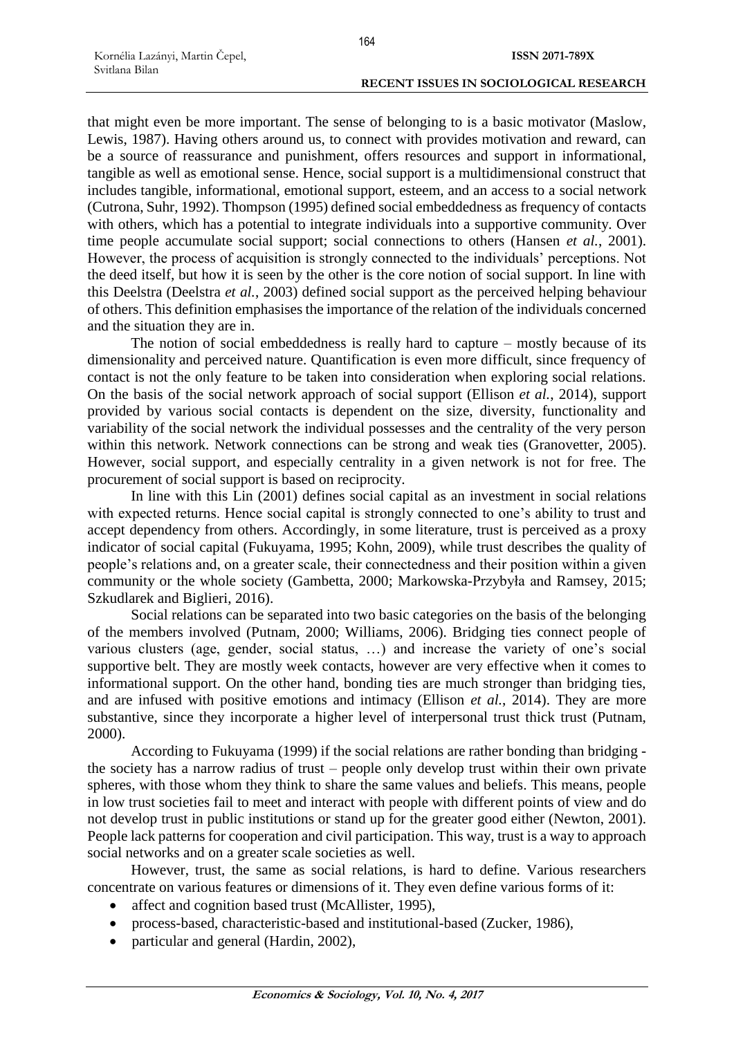that might even be more important. The sense of belonging to is a basic motivator (Maslow, Lewis, 1987). Having others around us, to connect with provides motivation and reward, can be a source of reassurance and punishment, offers resources and support in informational, tangible as well as emotional sense. Hence, social support is a multidimensional construct that includes tangible, informational, emotional support, esteem, and an access to a social network (Cutrona, Suhr, 1992). Thompson (1995) defined social embeddedness as frequency of contacts with others, which has a potential to integrate individuals into a supportive community. Over time people accumulate social support; social connections to others (Hansen *et al.*, 2001). However, the process of acquisition is strongly connected to the individuals' perceptions. Not the deed itself, but how it is seen by the other is the core notion of social support. In line with this Deelstra (Deelstra *et al.*, 2003) defined social support as the perceived helping behaviour of others. This definition emphasises the importance of the relation of the individuals concerned and the situation they are in.

The notion of social embeddedness is really hard to capture – mostly because of its dimensionality and perceived nature. Quantification is even more difficult, since frequency of contact is not the only feature to be taken into consideration when exploring social relations. On the basis of the social network approach of social support (Ellison *et al.*, 2014), support provided by various social contacts is dependent on the size, diversity, functionality and variability of the social network the individual possesses and the centrality of the very person within this network. Network connections can be strong and weak ties (Granovetter, 2005). However, social support, and especially centrality in a given network is not for free. The procurement of social support is based on reciprocity.

In line with this Lin (2001) defines social capital as an investment in social relations with expected returns. Hence social capital is strongly connected to one's ability to trust and accept dependency from others. Accordingly, in some literature, trust is perceived as a proxy indicator of social capital (Fukuyama, 1995; Kohn, 2009), while trust describes the quality of people's relations and, on a greater scale, their connectedness and their position within a given community or the whole society (Gambetta, 2000; Markowska-Przybyła and Ramsey, 2015; Szkudlarek and Biglieri, 2016).

Social relations can be separated into two basic categories on the basis of the belonging of the members involved (Putnam, 2000; Williams, 2006). Bridging ties connect people of various clusters (age, gender, social status, …) and increase the variety of one's social supportive belt. They are mostly week contacts, however are very effective when it comes to informational support. On the other hand, bonding ties are much stronger than bridging ties, and are infused with positive emotions and intimacy (Ellison *et al.*, 2014). They are more substantive, since they incorporate a higher level of interpersonal trust thick trust (Putnam, 2000).

According to Fukuyama (1999) if the social relations are rather bonding than bridging - the society has a narrow radius of trust – people only develop trust within their own private spheres, with those whom they think to share the same values and beliefs. This means, people in low trust societies fail to meet and interact with people with different points of view and do not develop trust in public institutions or stand up for the greater good either (Newton, 2001). People lack patterns for cooperation and civil participation. This way, trust is a way to approach social networks and on a greater scale societies as well.

However, trust, the same as social relations, is hard to define. Various researchers concentrate on various features or dimensions of it. They even define various forms of it:

- affect and cognition based trust (McAllister, 1995),
- process-based, characteristic-based and institutional-based (Zucker, 1986),
- particular and general (Hardin, 2002),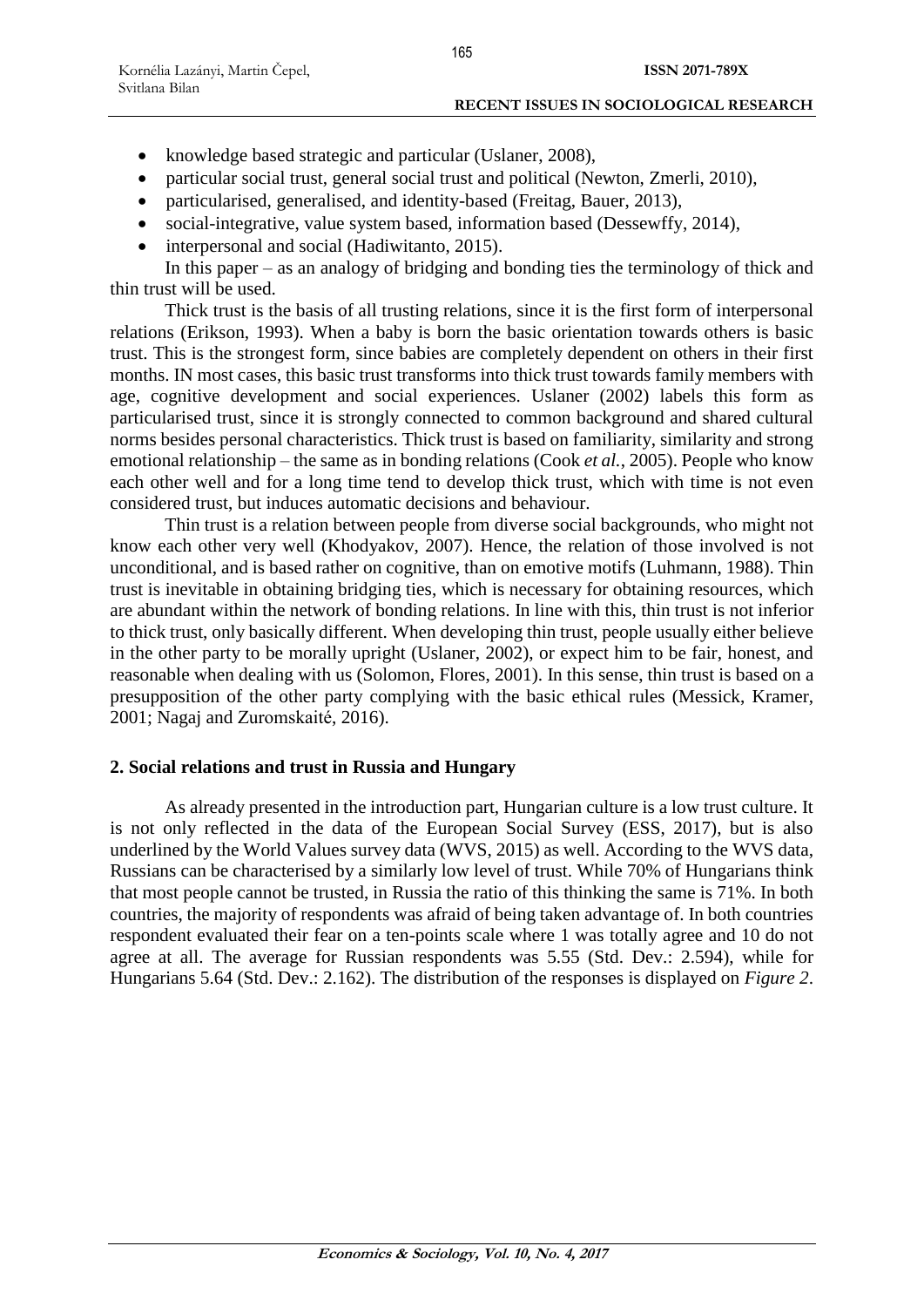- knowledge based strategic and particular (Uslaner, 2008),
- particular social trust, general social trust and political (Newton, Zmerli, 2010),
- particularised, generalised, and identity-based (Freitag, Bauer, 2013),
- social-integrative, value system based, information based (Dessewffy, 2014),
- interpersonal and social (Hadiwitanto, 2015).

In this paper – as an analogy of bridging and bonding ties the terminology of thick and thin trust will be used.

Thick trust is the basis of all trusting relations, since it is the first form of interpersonal relations (Erikson, 1993). When a baby is born the basic orientation towards others is basic trust. This is the strongest form, since babies are completely dependent on others in their first months. IN most cases, this basic trust transforms into thick trust towards family members with age, cognitive development and social experiences. Uslaner (2002) labels this form as particularised trust, since it is strongly connected to common background and shared cultural norms besides personal characteristics. Thick trust is based on familiarity, similarity and strong emotional relationship – the same as in bonding relations (Cook *et al.*, 2005). People who know each other well and for a long time tend to develop thick trust, which with time is not even considered trust, but induces automatic decisions and behaviour.

Thin trust is a relation between people from diverse social backgrounds, who might not know each other very well (Khodyakov, 2007). Hence, the relation of those involved is not unconditional, and is based rather on cognitive, than on emotive motifs (Luhmann, 1988). Thin trust is inevitable in obtaining bridging ties, which is necessary for obtaining resources, which are abundant within the network of bonding relations. In line with this, thin trust is not inferior to thick trust, only basically different. When developing thin trust, people usually either believe in the other party to be morally upright (Uslaner, 2002), or expect him to be fair, honest, and reasonable when dealing with us (Solomon, Flores, 2001). In this sense, thin trust is based on a presupposition of the other party complying with the basic ethical rules (Messick, Kramer, 2001; Nagaj and Zuromskaité, 2016).

## 2. Social relations and trust in Russia and Hungary

As already presented in the introduction part, Hungarian culture is a low trust culture. It is not only reflected in the data of the European Social Survey (ESS, 2017), but is also underlined by the World Values survey data (WVS, 2015) as well. According to the WVS data, Russians can be characterised by a similarly low level of trust. While 70% of Hungarians think that most people cannot be trusted, in Russia the ratio of this thinking the same is 71%. In both countries, the majority of respondents was afraid of being taken advantage of. In both countries respondent evaluated their fear on a ten-points scale where 1 was totally agree and 10 do not agree at all. The average for Russian respondents was 5.55 (Std. Dev.: 2.594), while for Hungarians 5.64 (Std. Dev.: 2.162). The distribution of the responses is displayed on *Figure 2*.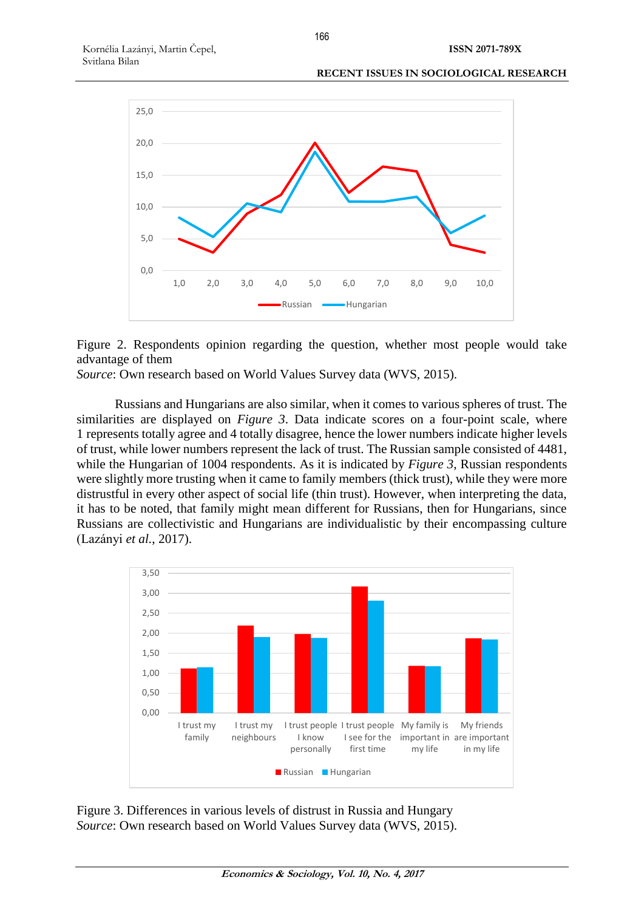Figure 2. Respondents opinion regarding the question, whether most people would take advantage of them

*Source*: Own research based on World Values Survey data (WVS, 2015).

Russians and Hungarians are also similar, when it comes to various spheres of trust. The similarities are displayed on *Figure 3*. Data indicate scores on a four-point scale, where 1 represents totally agree and 4 totally disagree, hence the lower numbers indicate higher levels of trust, while lower numbers represent the lack of trust. The Russian sample consisted of 4481, while the Hungarian of 1004 respondents. As it is indicated by *Figure 3*, Russian respondents were slightly more trusting when it came to family members (thick trust), while they were more distrustful in every other aspect of social life (thin trust). However, when interpreting the data, it has to be noted, that family might mean different for Russians, then for Hungarians, since Russians are collectivistic and Hungarians are individualistic by their encompassing culture (Lazányi *et al.*, 2017).

Figure 3. Differences in various levels of distrust in Russia and Hungary

*Source*: Own research based on World Values Survey data (WVS, 2015).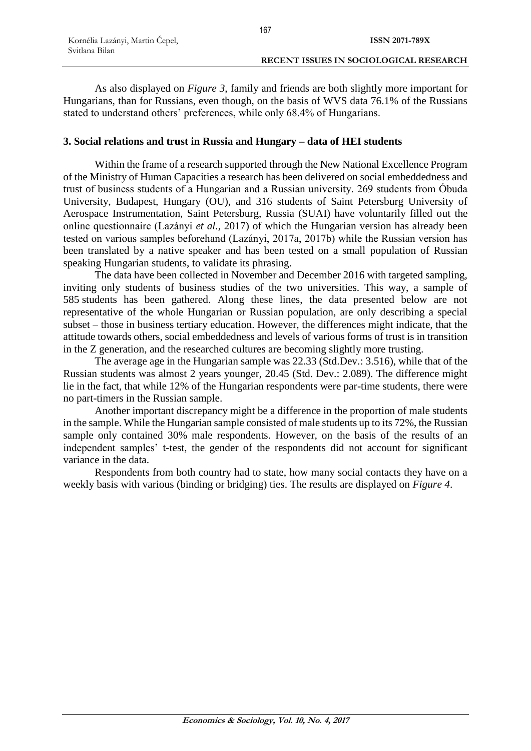As also displayed on *Figure 3*, family and friends are both slightly more important for Hungarians, than for Russians, even though, on the basis of WVS data 76.1% of the Russians stated to understand others' preferences, while only 68.4% of Hungarians.

### 3. Social relations and trust in Russia and Hungary – data of HEI students

Within the frame of a research supported through the New National Excellence Program of the Ministry of Human Capacities a research has been delivered on social embeddedness and trust of business students of a Hungarian and a Russian university. 269 students from Óbuda University, Budapest, Hungary (OU), and 316 students of Saint Petersburg University of Aerospace Instrumentation, Saint Petersburg, Russia (SUAI) have voluntarily filled out the online questionnaire (Lazányi *et al.*, 2017) of which the Hungarian version has already been tested on various samples beforehand (Lazányi, 2017a, 2017b) while the Russian version has been translated by a native speaker and has been tested on a small population of Russian speaking Hungarian students, to validate its phrasing.

The data have been collected in November and December 2016 with targeted sampling, inviting only students of business studies of the two universities. This way, a sample of 585 students has been gathered. Along these lines, the data presented below are not representative of the whole Hungarian or Russian population, are only describing a special subset – those in business tertiary education. However, the differences might indicate, that the attitude towards others, social embeddedness and levels of various forms of trust is in transition in the Z generation, and the researched cultures are becoming slightly more trusting.

The average age in the Hungarian sample was 22.33 (Std.Dev.: 3.516), while that of the Russian students was almost 2 years younger, 20.45 (Std. Dev.: 2.089). The difference might lie in the fact, that while 12% of the Hungarian respondents were par-time students, there were no part-timers in the Russian sample.

Another important discrepancy might be a difference in the proportion of male students in the sample. While the Hungarian sample consisted of male students up to its 72%, the Russian sample only contained 30% male respondents. However, on the basis of the results of an independent samples' t-test, the gender of the respondents did not account for significant variance in the data.

Respondents from both country had to state, how many social contacts they have on a weekly basis with various (binding or bridging) ties. The results are displayed on *Figure 4*.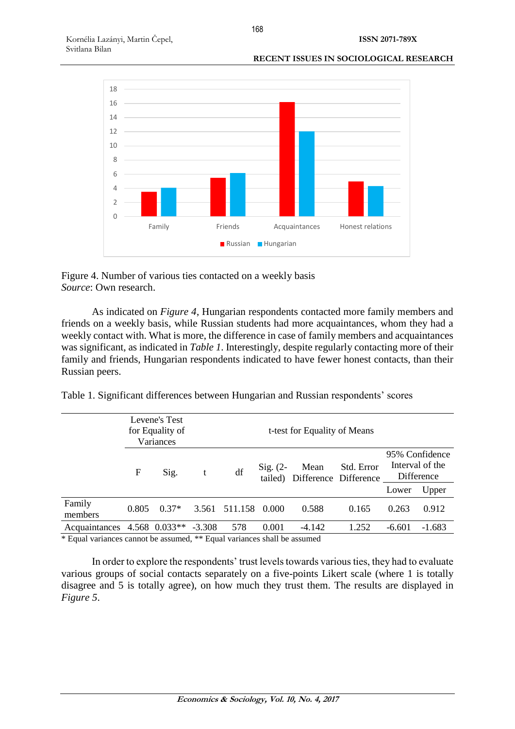Figure 4. Number of various ties contacted on a weekly basis
*Source*: Own research.

As indicated on *Figure 4*, Hungarian respondents contacted more family members and friends on a weekly basis, while Russian students had more acquaintances, whom they had a weekly contact with. What is more, the difference in case of family members and acquaintances was significant, as indicated in *Table 1*. Interestingly, despite regularly contacting more of their family and friends, Hungarian respondents indicated to have fewer honest contacts, than their Russian peers.

Table 1. Significant differences between Hungarian and Russian respondents' scores

| | Levene's Test for Equality of Variances | | t-test for Equality of Means | | | | | | |
|---|---|---|---|---|---|---|---|---|---|
| | F | Sig. | t | df | Sig. (2-tailed) | Mean Difference | Std. Error Difference | 95% Confidence Interval of the Difference | |
| | | | | | | | | Lower | Upper |
| Family members | 0.805 | 0.37* | 3.561 | 511.158 | 0.000 | 0.588 | 0.165 | 0.263 | 0.912 |
| Acquaintances | 4.568 | 0.033** | -3.308 | 578 | 0.001 | -4.142 | 1.252 | -6.601 | -1.683 |

\* Equal variances cannot be assumed, ** Equal variances shall be assumed

In order to explore the respondents' trust levels towards various ties, they had to evaluate various groups of social contacts separately on a five-points Likert scale (where 1 is totally disagree and 5 is totally agree), on how much they trust them. The results are displayed in *Figure 5*.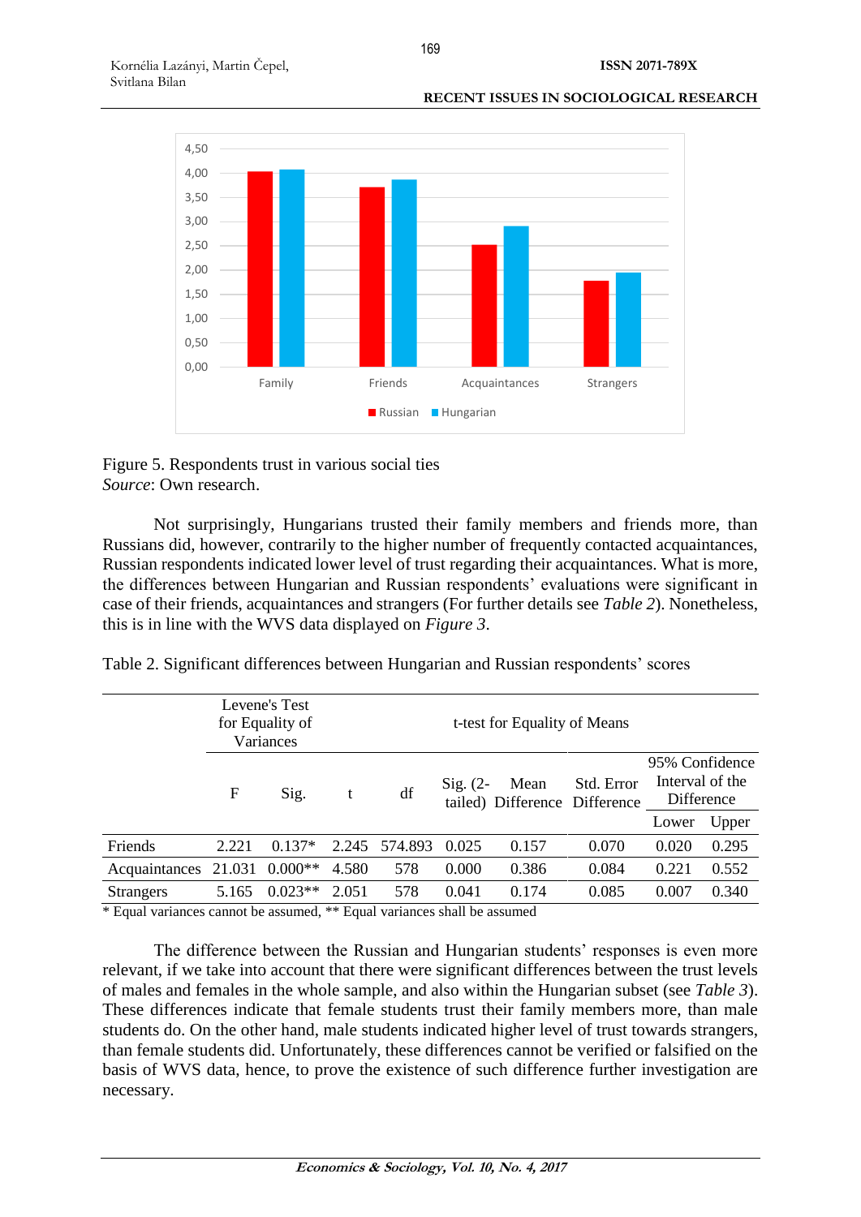Figure 5. Respondents trust in various social ties
*Source*: Own research.

Not surprisingly, Hungarians trusted their family members and friends more, than Russians did, however, contrarily to the higher number of frequently contacted acquaintances, Russian respondents indicated lower level of trust regarding their acquaintances. What is more, the differences between Hungarian and Russian respondents' evaluations were significant in case of their friends, acquaintances and strangers (For further details see *Table 2*). Nonetheless, this is in line with the WVS data displayed on *Figure 3*.

Table 2. Significant differences between Hungarian and Russian respondents' scores

| | Levene's Test for Equality of Variances | | t-test for Equality of Means | | | | | | |
|---|---|---|---|---|---|---|---|---|---|
| | F | Sig. | t | df | Sig. (2-tailed) | Mean Difference | Std. Error Difference | 95% Confidence Interval of the Difference | |
| | | | | | | | | Lower | Upper |
| Friends | 2.221 | 0.137* | 2.245 | 574.893 | 0.025 | 0.157 | 0.070 | 0.020 | 0.295 |
| Acquaintances | 21.031 | 0.000** | 4.580 | 578 | 0.000 | 0.386 | 0.084 | 0.221 | 0.552 |
| Strangers | 5.165 | 0.023** | 2.051 | 578 | 0.041 | 0.174 | 0.085 | 0.007 | 0.340 |

\* Equal variances cannot be assumed, ** Equal variances shall be assumed

The difference between the Russian and Hungarian students' responses is even more relevant, if we take into account that there were significant differences between the trust levels of males and females in the whole sample, and also within the Hungarian subset (see *Table 3*). These differences indicate that female students trust their family members more, than male students do. On the other hand, male students indicated higher level of trust towards strangers, than female students did. Unfortunately, these differences cannot be verified or falsified on the basis of WVS data, hence, to prove the existence of such difference further investigation are necessary.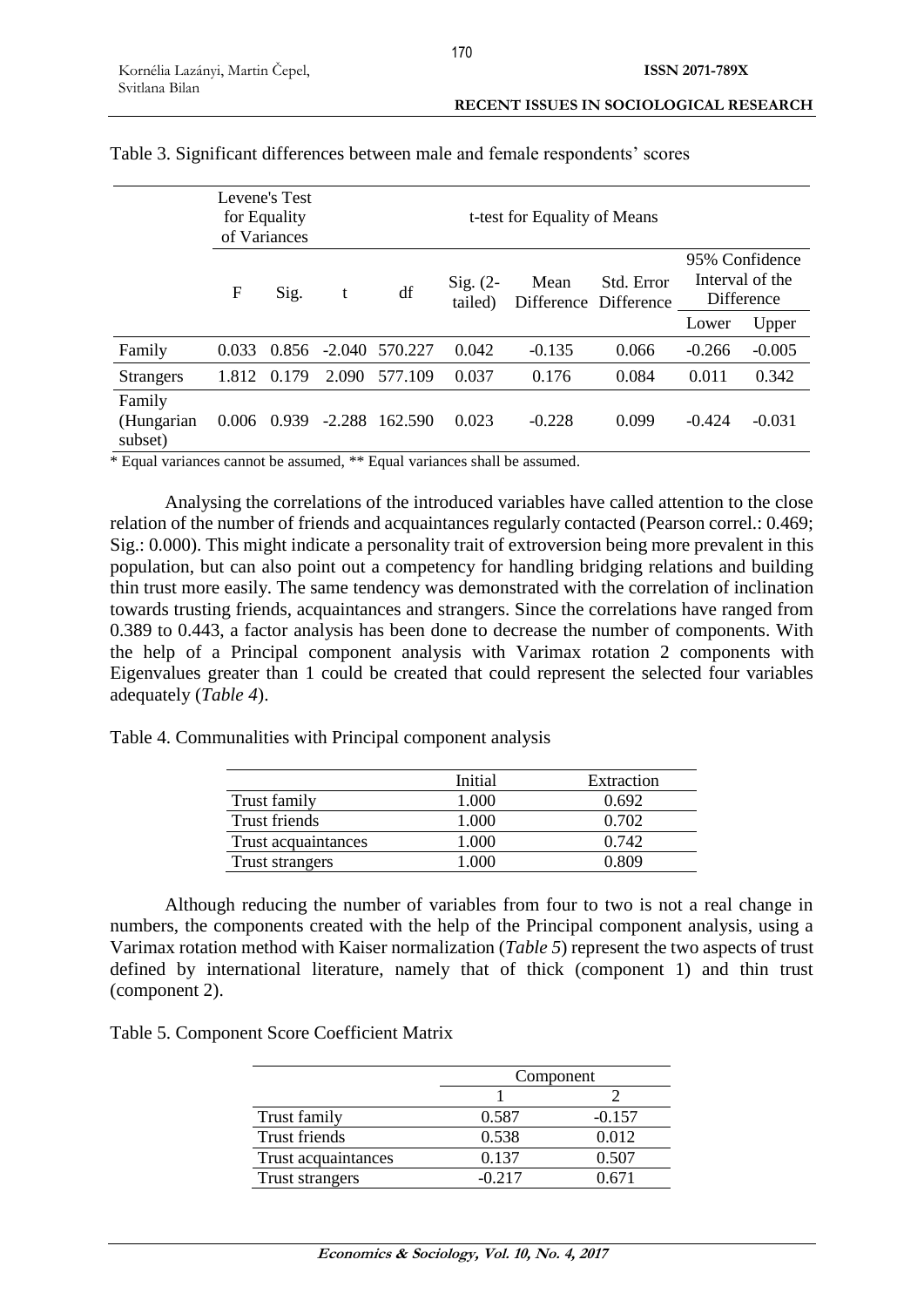Table 3. Significant differences between male and female respondents' scores

| | Levene's Test for Equality of Variances | | t-test for Equality of Means | | | | | | |
|---|---|---|---|---|---|---|---|---|---|
| | F | Sig. | t | df | Sig. (2-tailed) | Mean Difference | Std. Error Difference | 95% Confidence Interval of the Difference | |
| | | | | | | | | Lower | Upper |
| Family | 0.033 | 0.856 | -2.040 | 570.227 | 0.042 | -0.135 | 0.066 | -0.266 | -0.005 |
| Strangers | 1.812 | 0.179 | 2.090 | 577.109 | 0.037 | 0.176 | 0.084 | 0.011 | 0.342 |
| Family (Hungarian subset) | 0.006 | 0.939 | -2.288 | 162.590 | 0.023 | -0.228 | 0.099 | -0.424 | -0.031 |

\* Equal variances cannot be assumed, ** Equal variances shall be assumed.

Analysing the correlations of the introduced variables have called attention to the close relation of the number of friends and acquaintances regularly contacted (Pearson correl.: 0.469; Sig.: 0.000). This might indicate a personality trait of extroversion being more prevalent in this population, but can also point out a competency for handling bridging relations and building thin trust more easily. The same tendency was demonstrated with the correlation of inclination towards trusting friends, acquaintances and strangers. Since the correlations have ranged from 0.389 to 0.443, a factor analysis has been done to decrease the number of components. With the help of a Principal component analysis with Varimax rotation 2 components with Eigenvalues greater than 1 could be created that could represent the selected four variables adequately (*Table 4*).

Table 4. Communalities with Principal component analysis

| | Initial | Extraction |
|---|---|---|
| Trust family | 1.000 | 0.692 |
| Trust friends | 1.000 | 0.702 |
| Trust acquaintances | 1.000 | 0.742 |
| Trust strangers | 1.000 | 0.809 |

Although reducing the number of variables from four to two is not a real change in numbers, the components created with the help of the Principal component analysis, using a Varimax rotation method with Kaiser normalization (*Table 5*) represent the two aspects of trust defined by international literature, namely that of thick (component 1) and thin trust (component 2).

Table 5. Component Score Coefficient Matrix

| | Component | |
|---|---|---|
| | 1 | 2 |
| Trust family | 0.587 | -0.157 |
| Trust friends | 0.538 | 0.012 |
| Trust acquaintances | 0.137 | 0.507 |
| Trust strangers | -0.217 | 0.671 |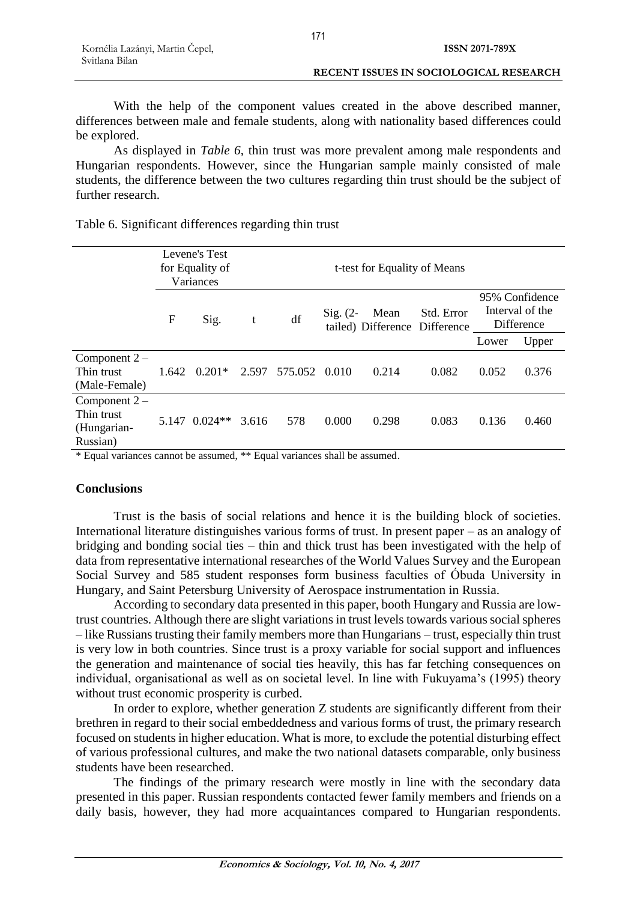With the help of the component values created in the above described manner, differences between male and female students, along with nationality based differences could be explored.

As displayed in *Table 6*, thin trust was more prevalent among male respondents and Hungarian respondents. However, since the Hungarian sample mainly consisted of male students, the difference between the two cultures regarding thin trust should be the subject of further research.

Table 6. Significant differences regarding thin trust

| | Levene's Test for Equality of Variances | | t-test for Equality of Means | | | | | | |
|---|---|---|---|---|---|---|---|---|---|
| | F | Sig. | t | df | Sig. (2-tailed) | Mean Difference | Std. Error Difference | 95% Confidence Interval of the Difference | |
| | | | | | | | | Lower | Upper |
| Component 2 – Thin trust (Male-Female) | 1.642 | 0.201* | 2.597 | 575.052 | 0.010 | 0.214 | 0.082 | 0.052 | 0.376 |
| Component 2 – Thin trust (Hungarian-Russian) | 5.147 | 0.024** | 3.616 | 578 | 0.000 | 0.298 | 0.083 | 0.136 | 0.460 |

\* Equal variances cannot be assumed, ** Equal variances shall be assumed.

## Conclusions

Trust is the basis of social relations and hence it is the building block of societies. International literature distinguishes various forms of trust. In present paper – as an analogy of bridging and bonding social ties – thin and thick trust has been investigated with the help of data from representative international researches of the World Values Survey and the European Social Survey and 585 student responses form business faculties of Óbuda University in Hungary, and Saint Petersburg University of Aerospace instrumentation in Russia.

According to secondary data presented in this paper, booth Hungary and Russia are low-trust countries. Although there are slight variations in trust levels towards various social spheres – like Russians trusting their family members more than Hungarians – trust, especially thin trust is very low in both countries. Since trust is a proxy variable for social support and influences the generation and maintenance of social ties heavily, this has far fetching consequences on individual, organisational as well as on societal level. In line with Fukuyama's (1995) theory without trust economic prosperity is curbed.

In order to explore, whether generation Z students are significantly different from their brethren in regard to their social embeddedness and various forms of trust, the primary research focused on students in higher education. What is more, to exclude the potential disturbing effect of various professional cultures, and make the two national datasets comparable, only business students have been researched.

The findings of the primary research were mostly in line with the secondary data presented in this paper. Russian respondents contacted fewer family members and friends on a daily basis, however, they had more acquaintances compared to Hungarian respondents.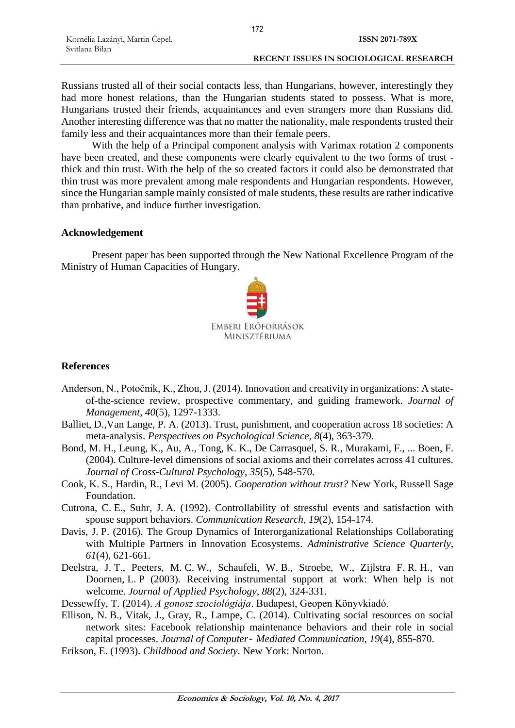Russians trusted all of their social contacts less, than Hungarians, however, interestingly they had more honest relations, than the Hungarian students stated to possess. What is more, Hungarians trusted their friends, acquaintances and even strangers more than Russians did. Another interesting difference was that no matter the nationality, male respondents trusted their family less and their acquaintances more than their female peers.

With the help of a Principal component analysis with Varimax rotation 2 components have been created, and these components were clearly equivalent to the two forms of trust - thick and thin trust. With the help of the so created factors it could also be demonstrated that thin trust was more prevalent among male respondents and Hungarian respondents. However, since the Hungarian sample mainly consisted of male students, these results are rather indicative than probative, and induce further investigation.

## Acknowledgement

Present paper has been supported through the New National Excellence Program of the Ministry of Human Capacities of Hungary.

EMBERI ERŐFORRÁSOK MINISZTÉRIUMA

## References

Anderson, N., Potočnik, K., Zhou, J. (2014). Innovation and creativity in organizations: A state-of-the-science review, prospective commentary, and guiding framework. *Journal of Management*, *40*(5), 1297-1333.

Balliet, D.,Van Lange, P. A. (2013). Trust, punishment, and cooperation across 18 societies: A meta-analysis. *Perspectives on Psychological Science*, *8*(4), 363-379.

Bond, M. H., Leung, K., Au, A., Tong, K. K., De Carrasquel, S. R., Murakami, F., ... Boen, F. (2004). Culture-level dimensions of social axioms and their correlates across 41 cultures. *Journal of Cross-Cultural Psychology*, *35*(5), 548-570.

Cook, K. S., Hardin, R., Levi M. (2005). *Cooperation without trust?* New York, Russell Sage Foundation.

Cutrona, C. E., Suhr, J. A. (1992). Controllability of stressful events and satisfaction with spouse support behaviors. *Communication Research*, *19*(2), 154-174.

Davis, J. P. (2016). The Group Dynamics of Interorganizational Relationships Collaborating with Multiple Partners in Innovation Ecosystems. *Administrative Science Quarterly*, *61*(4), 621-661.

Deelstra, J. T., Peeters, M. C. W., Schaufeli, W. B., Stroebe, W., Zijlstra F. R. H., van Doornen, L. P (2003). Receiving instrumental support at work: When help is not welcome. *Journal of Applied Psychology*, *88*(2), 324-331.

Dessewffy, T. (2014). *A gonosz szociológiája*. Budapest, Geopen Könyvkiadó.

Ellison, N. B., Vitak, J., Gray, R., Lampe, C. (2014). Cultivating social resources on social network sites: Facebook relationship maintenance behaviors and their role in social capital processes. *Journal of Computer‐ Mediated Communication*, *19*(4), 855-870.

Erikson, E. (1993). *Childhood and Society*. New York: Norton.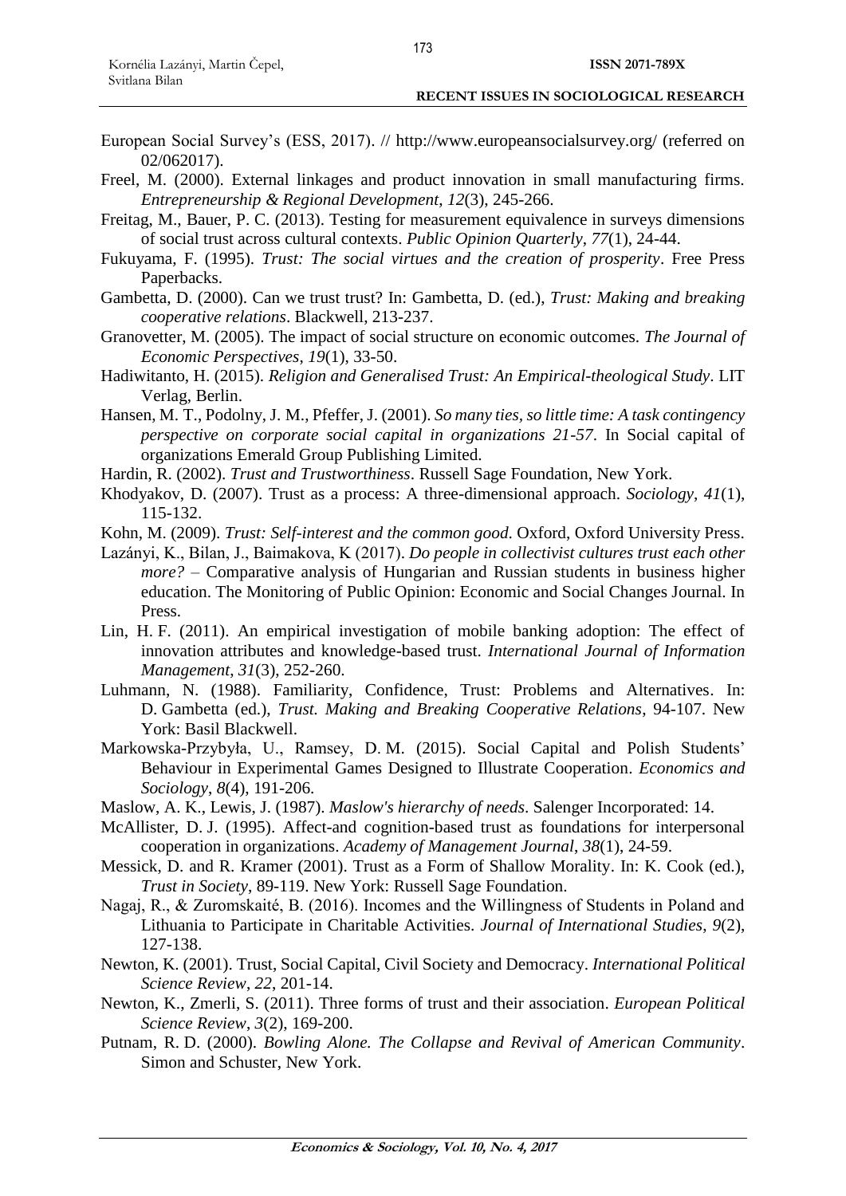European Social Survey's (ESS, 2017). // http://www.europeansocialsurvey.org/ (referred on 02/062017).

Freel, M. (2000). External linkages and product innovation in small manufacturing firms. *Entrepreneurship & Regional Development*, *12*(3), 245-266.

Freitag, M., Bauer, P. C. (2013). Testing for measurement equivalence in surveys dimensions of social trust across cultural contexts. *Public Opinion Quarterly*, *77*(1), 24-44.

Fukuyama, F. (1995). *Trust: The social virtues and the creation of prosperity*. Free Press Paperbacks.

Gambetta, D. (2000). Can we trust trust? In: Gambetta, D. (ed.), *Trust: Making and breaking cooperative relations*. Blackwell, 213-237.

Granovetter, M. (2005). The impact of social structure on economic outcomes. *The Journal of Economic Perspectives*, *19*(1), 33-50.

Hadiwitanto, H. (2015). *Religion and Generalised Trust: An Empirical-theological Study*. LIT Verlag, Berlin.

Hansen, M. T., Podolny, J. M., Pfeffer, J. (2001). *So many ties, so little time: A task contingency perspective on corporate social capital in organizations 21-57*. In Social capital of organizations Emerald Group Publishing Limited.

Hardin, R. (2002). *Trust and Trustworthiness*. Russell Sage Foundation, New York.

Khodyakov, D. (2007). Trust as a process: A three-dimensional approach. *Sociology*, *41*(1), 115-132.

Kohn, M. (2009). *Trust: Self-interest and the common good*. Oxford, Oxford University Press.

Lazányi, K., Bilan, J., Baimakova, K (2017). *Do people in collectivist cultures trust each other more?* – Comparative analysis of Hungarian and Russian students in business higher education. The Monitoring of Public Opinion: Economic and Social Changes Journal. In Press.

Lin, H. F. (2011). An empirical investigation of mobile banking adoption: The effect of innovation attributes and knowledge-based trust. *International Journal of Information Management*, *31*(3), 252-260.

Luhmann, N. (1988). Familiarity, Confidence, Trust: Problems and Alternatives. In: D. Gambetta (ed.), *Trust. Making and Breaking Cooperative Relations*, 94-107. New York: Basil Blackwell.

Markowska-Przybyła, U., Ramsey, D. M. (2015). Social Capital and Polish Students' Behaviour in Experimental Games Designed to Illustrate Cooperation. *Economics and Sociology*, *8*(4), 191-206.

Maslow, A. K., Lewis, J. (1987). *Maslow's hierarchy of needs*. Salenger Incorporated: 14.

McAllister, D. J. (1995). Affect-and cognition-based trust as foundations for interpersonal cooperation in organizations. *Academy of Management Journal*, *38*(1), 24-59.

Messick, D. and R. Kramer (2001). Trust as a Form of Shallow Morality. In: K. Cook (ed.), *Trust in Society*, 89-119. New York: Russell Sage Foundation.

Nagaj, R., & Zuromskaité, B. (2016). Incomes and the Willingness of Students in Poland and Lithuania to Participate in Charitable Activities. *Journal of International Studies*, *9*(2), 127-138.

Newton, K. (2001). Trust, Social Capital, Civil Society and Democracy. *International Political Science Review*, *22*, 201-14.

Newton, K., Zmerli, S. (2011). Three forms of trust and their association. *European Political Science Review*, *3*(2), 169-200.

Putnam, R. D. (2000). *Bowling Alone. The Collapse and Revival of American Community*. Simon and Schuster, New York.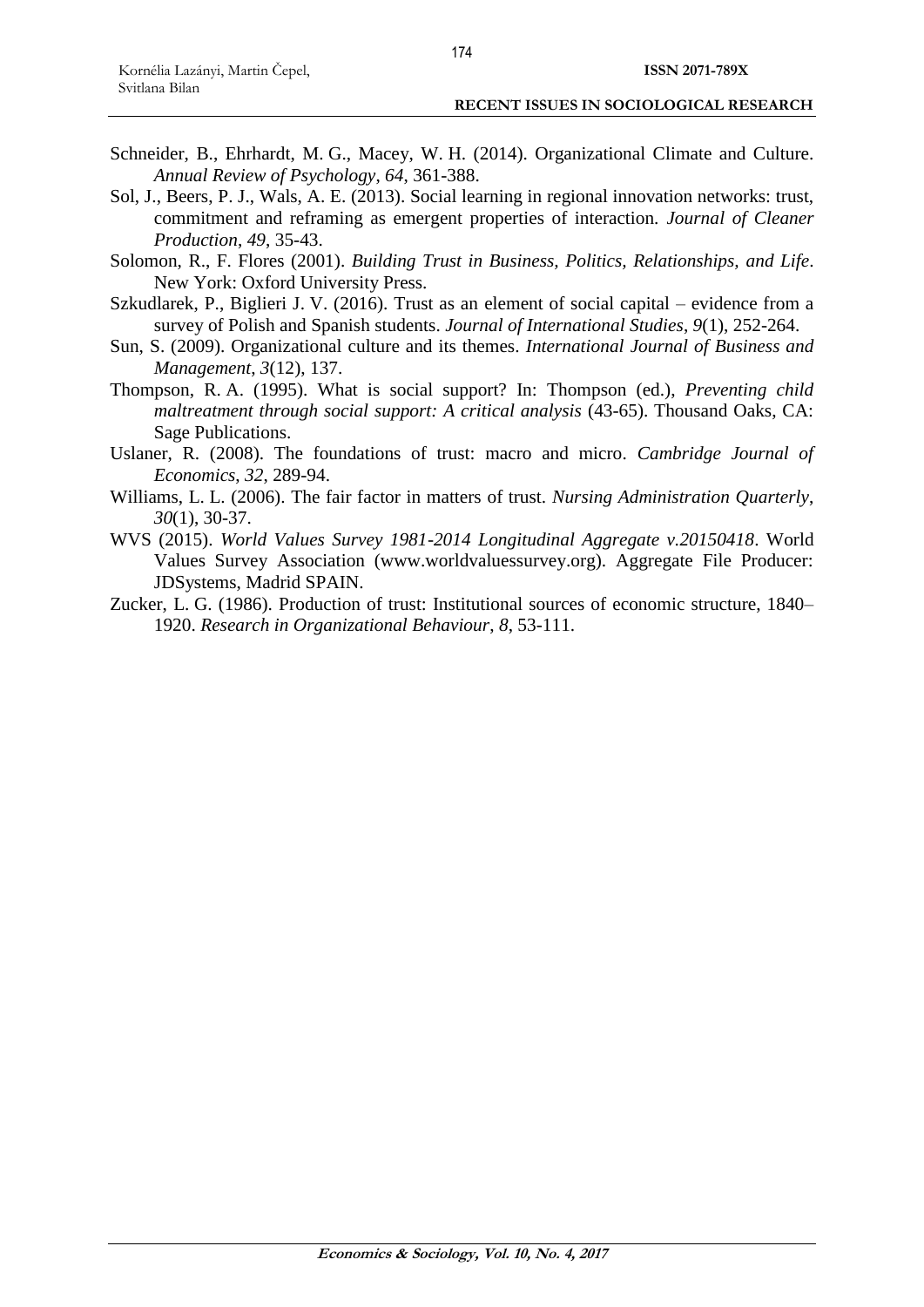- Schneider, B., Ehrhardt, M. G., Macey, W. H. (2014). Organizational Climate and Culture. *Annual Review of Psychology*, *64*, 361-388.
- Sol, J., Beers, P. J., Wals, A. E. (2013). Social learning in regional innovation networks: trust, commitment and reframing as emergent properties of interaction. *Journal of Cleaner Production*, *49*, 35-43.
- Solomon, R., F. Flores (2001). *Building Trust in Business, Politics, Relationships, and Life*. New York: Oxford University Press.
- Szkudlarek, P., Biglieri J. V. (2016). Trust as an element of social capital – evidence from a survey of Polish and Spanish students. *Journal of International Studies*, *9*(1), 252-264.
- Sun, S. (2009). Organizational culture and its themes. *International Journal of Business and Management*, *3*(12), 137.
- Thompson, R. A. (1995). What is social support? In: Thompson (ed.), *Preventing child maltreatment through social support: A critical analysis* (43-65). Thousand Oaks, CA: Sage Publications.
- Uslaner, R. (2008). The foundations of trust: macro and micro. *Cambridge Journal of Economics*, *32*, 289-94.
- Williams, L. L. (2006). The fair factor in matters of trust. *Nursing Administration Quarterly*, *30*(1), 30-37.
- WVS (2015). *World Values Survey 1981-2014 Longitudinal Aggregate v.20150418*. World Values Survey Association (www.worldvaluessurvey.org). Aggregate File Producer: JDSystems, Madrid SPAIN.
- Zucker, L. G. (1986). Production of trust: Institutional sources of economic structure, 1840–1920. *Research in Organizational Behaviour*, *8*, 53-111.